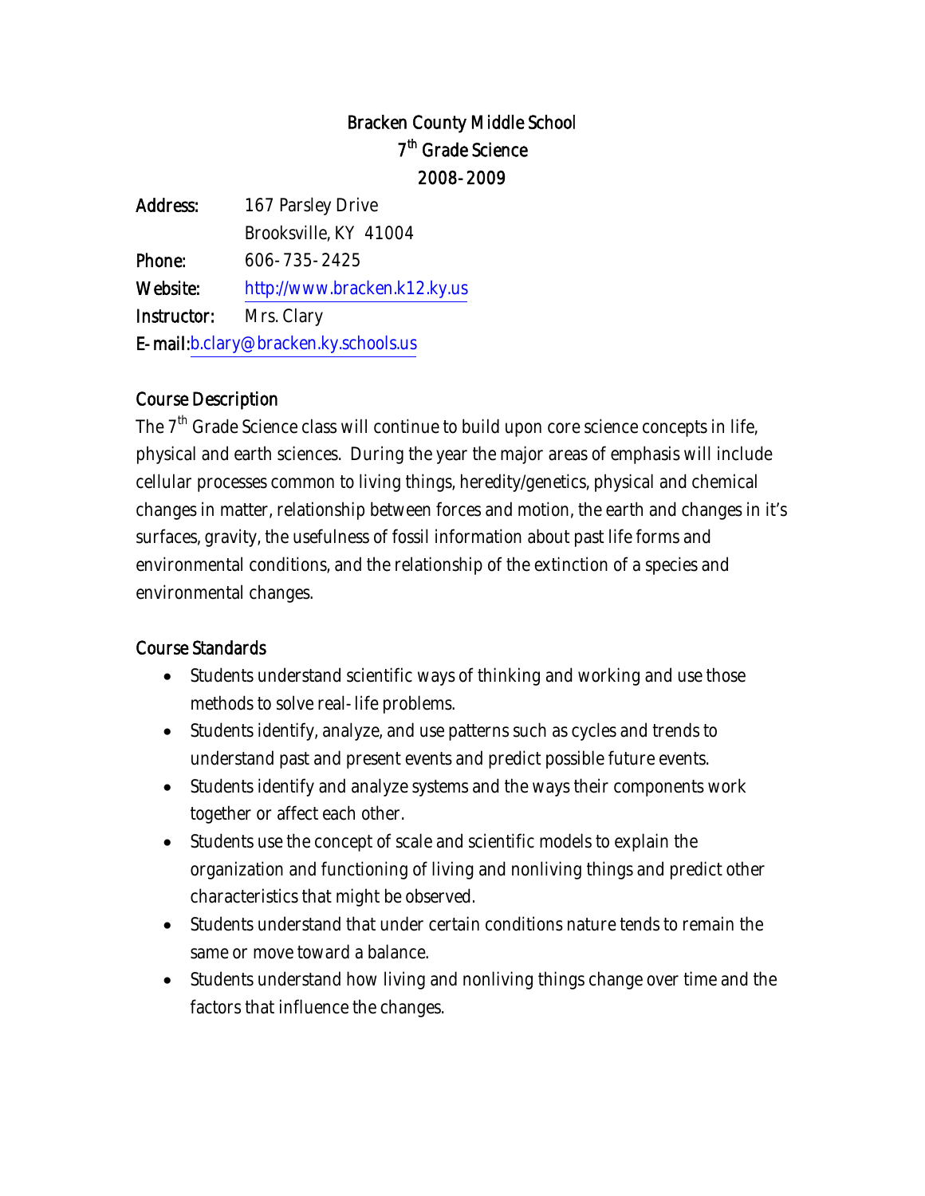# Bracken County Middle School
## 7th Grade Science
## 2008-2009

**Address:** 167 Parsley Drive
Brooksville, KY 41004
**Phone:** 606-735-2425
**Website:** http://www.bracken.k12.ky.us
**Instructor:** Mrs. Clary
**E-mail:** b.clary@bracken.ky.schools.us

## Course Description

The 7th Grade Science class will continue to build upon core science concepts in life, physical and earth sciences. During the year the major areas of emphasis will include cellular processes common to living things, heredity/genetics, physical and chemical changes in matter, relationship between forces and motion, the earth and changes in it's surfaces, gravity, the usefulness of fossil information about past life forms and environmental conditions, and the relationship of the extinction of a species and environmental changes.

## Course Standards

- Students understand scientific ways of thinking and working and use those methods to solve real-life problems.
- Students identify, analyze, and use patterns such as cycles and trends to understand past and present events and predict possible future events.
- Students identify and analyze systems and the ways their components work together or affect each other.
- Students use the concept of scale and scientific models to explain the organization and functioning of living and nonliving things and predict other characteristics that might be observed.
- Students understand that under certain conditions nature tends to remain the same or move toward a balance.
- Students understand how living and nonliving things change over time and the factors that influence the changes.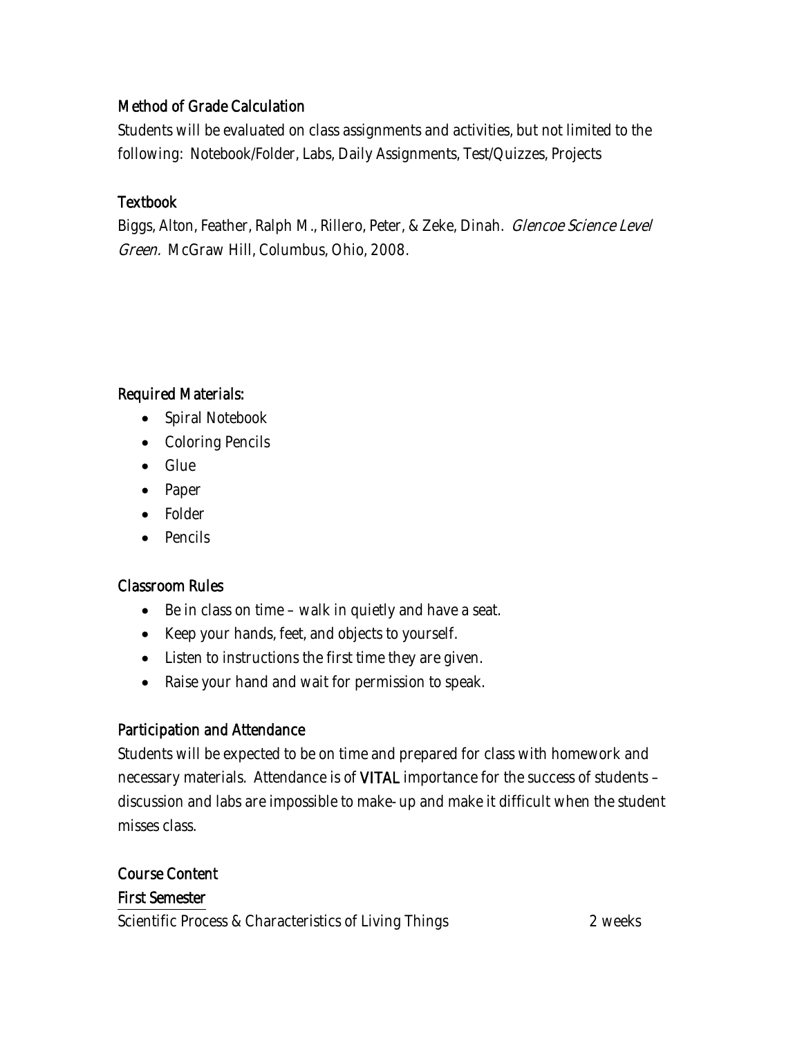## Method of Grade Calculation

Students will be evaluated on class assignments and activities, but not limited to the following: Notebook/Folder, Labs, Daily Assignments, Test/Quizzes, Projects

## Textbook

Biggs, Alton, Feather, Ralph M., Rillero, Peter, & Zeke, Dinah. *Glencoe Science Level Green.* McGraw Hill, Columbus, Ohio, 2008.

## Required Materials:

- Spiral Notebook
- Coloring Pencils
- Glue
- Paper
- Folder
- Pencils

## Classroom Rules

- Be in class on time – walk in quietly and have a seat.
- Keep your hands, feet, and objects to yourself.
- Listen to instructions the first time they are given.
- Raise your hand and wait for permission to speak.

## Participation and Attendance

Students will be expected to be on time and prepared for class with homework and necessary materials. Attendance is of **VITAL** importance for the success of students – discussion and labs are impossible to make-up and make it difficult when the student misses class.

## Course Content

### First Semester

Scientific Process & Characteristics of Living Things 2 weeks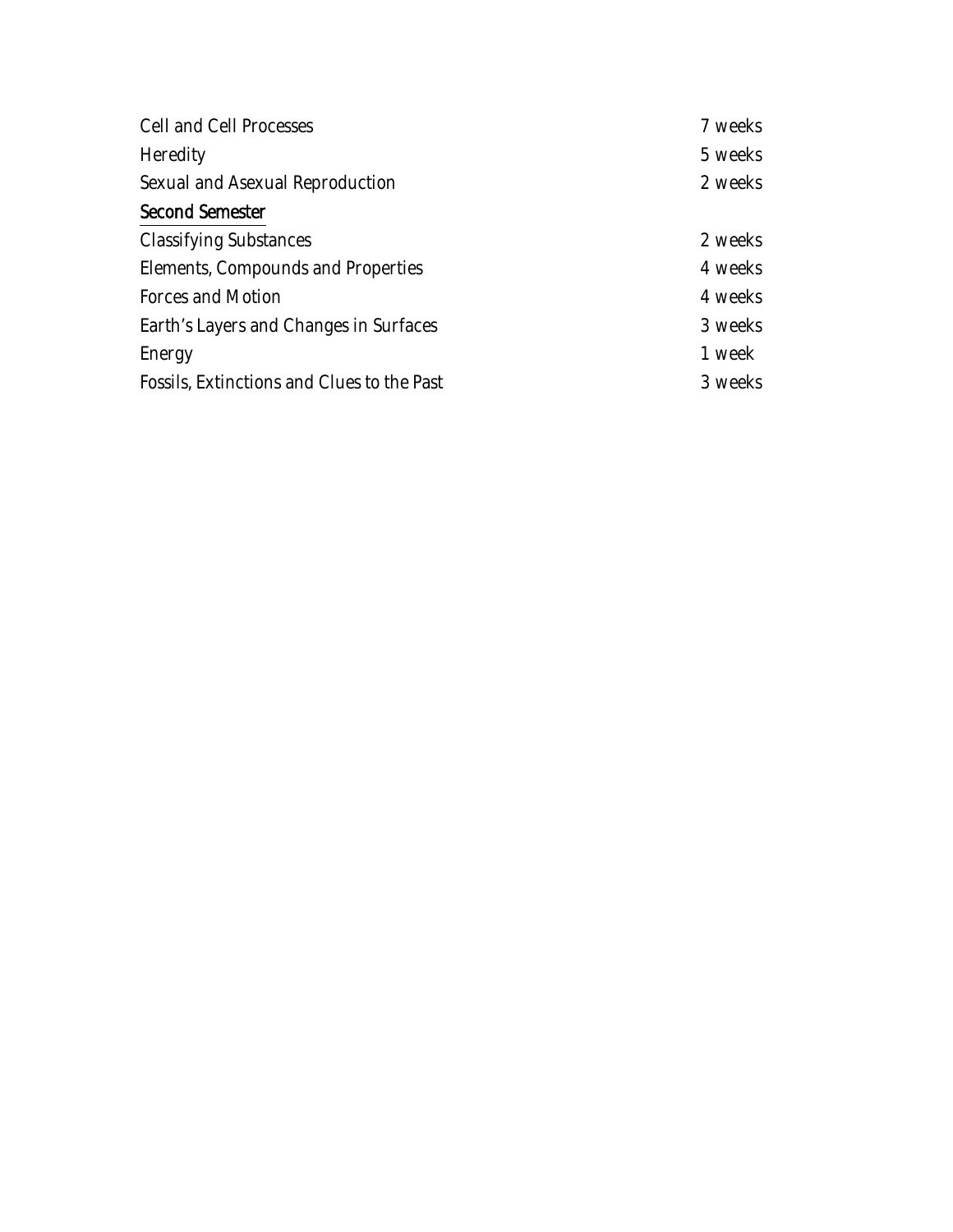| | |
|---|---|
| Cell and Cell Processes | 7 weeks |
| Heredity | 5 weeks |
| Sexual and Asexual Reproduction | 2 weeks |
| <u>Second Semester</u> | |
| Classifying Substances | 2 weeks |
| Elements, Compounds and Properties | 4 weeks |
| Forces and Motion | 4 weeks |
| Earth's Layers and Changes in Surfaces | 3 weeks |
| Energy | 1 week |
| Fossils, Extinctions and Clues to the Past | 3 weeks |